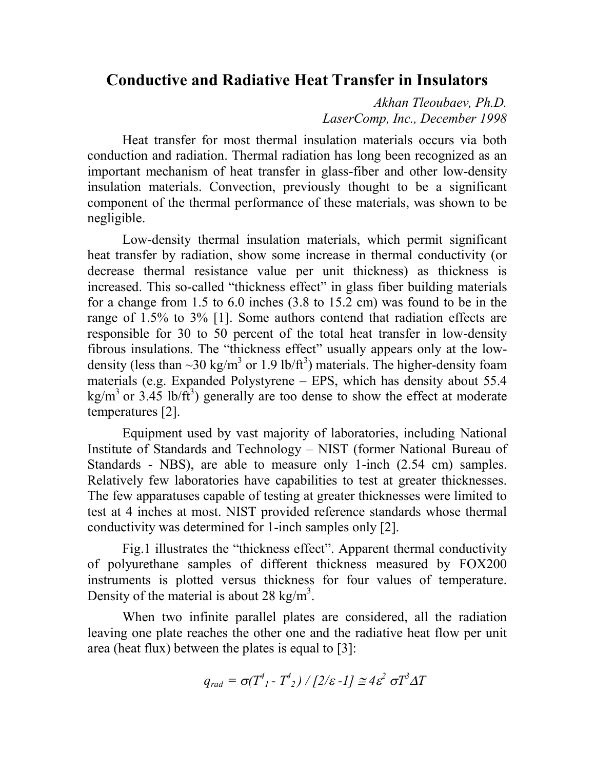# Conductive and Radiative Heat Transfer in Insulators

*Akhan Tleoubaev, Ph.D.*
*LaserComp, Inc., December 1998*

Heat transfer for most thermal insulation materials occurs via both conduction and radiation. Thermal radiation has long been recognized as an important mechanism of heat transfer in glass-fiber and other low-density insulation materials. Convection, previously thought to be a significant component of the thermal performance of these materials, was shown to be negligible.

Low-density thermal insulation materials, which permit significant heat transfer by radiation, show some increase in thermal conductivity (or decrease thermal resistance value per unit thickness) as thickness is increased. This so-called "thickness effect" in glass fiber building materials for a change from 1.5 to 6.0 inches (3.8 to 15.2 cm) was found to be in the range of 1.5% to 3% [1]. Some authors contend that radiation effects are responsible for 30 to 50 percent of the total heat transfer in low-density fibrous insulations. The "thickness effect" usually appears only at the low-density (less than ~30 kg/m$^3$ or 1.9 lb/ft$^3$) materials. The higher-density foam materials (e.g. Expanded Polystyrene – EPS, which has density about 55.4 kg/m$^3$ or 3.45 lb/ft$^3$) generally are too dense to show the effect at moderate temperatures [2].

Equipment used by vast majority of laboratories, including National Institute of Standards and Technology – NIST (former National Bureau of Standards - NBS), are able to measure only 1-inch (2.54 cm) samples. Relatively few laboratories have capabilities to test at greater thicknesses. The few apparatuses capable of testing at greater thicknesses were limited to test at 4 inches at most. NIST provided reference standards whose thermal conductivity was determined for 1-inch samples only [2].

Fig.1 illustrates the "thickness effect". Apparent thermal conductivity of polyurethane samples of different thickness measured by FOX200 instruments is plotted versus thickness for four values of temperature. Density of the material is about 28 kg/m$^3$.

When two infinite parallel plates are considered, all the radiation leaving one plate reaches the other one and the radiative heat flow per unit area (heat flux) between the plates is equal to [3]:

$$q_{rad} = \sigma(T^4_1 - T^4_2) / [2/\varepsilon -1] \cong 4\varepsilon^2 \sigma T^3 \Delta T$$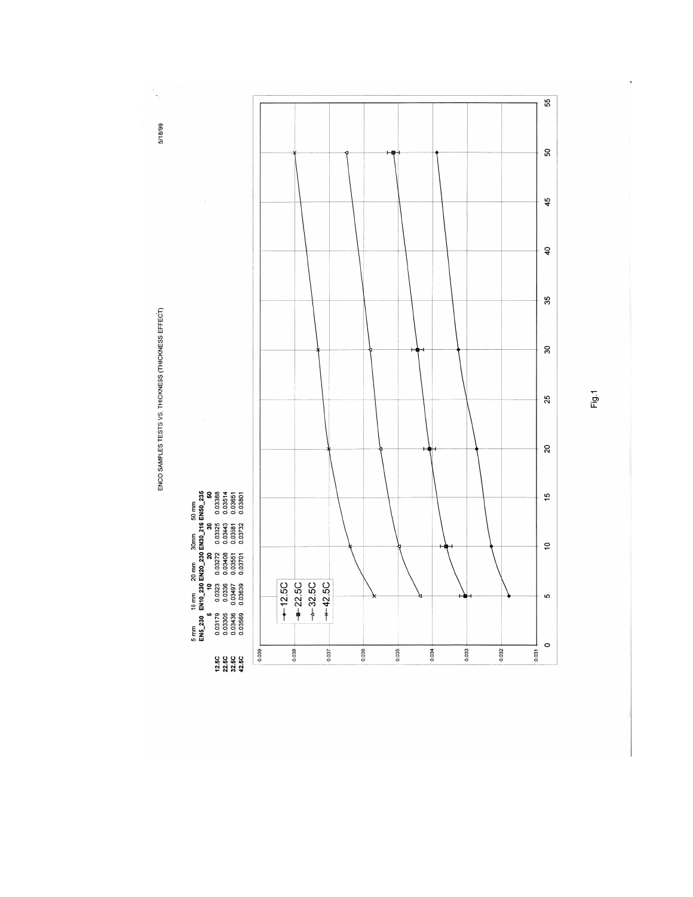ENCO SAMPLES TESTS VS. THICKNESS (THICKNESS EFFECT)

5/18/99

| | 5 mm | 10 mm | 20 mm | 30mm | 50 mm |
|---|---|---|---|---|---|
| | EN5_230 | EN10_230 | EN20_230 | EN30_216 | EN50_235 |
| | 5 | 10 | 20 | 30 | 50 |
| 12.5C | 0.03179 | 0.0323 | 0.03272 | 0.03325 | 0.03388 |
| 22.5C | 0.03305 | 0.0336 | 0.03408 | 0.03443 | 0.03514 |
| 32.5C | 0.03436 | 0.03497 | 0.03551 | 0.03581 | 0.03651 |
| 42.5C | 0.03569 | 0.03639 | 0.03701 | 0.03732 | 0.03801 |

Fig.1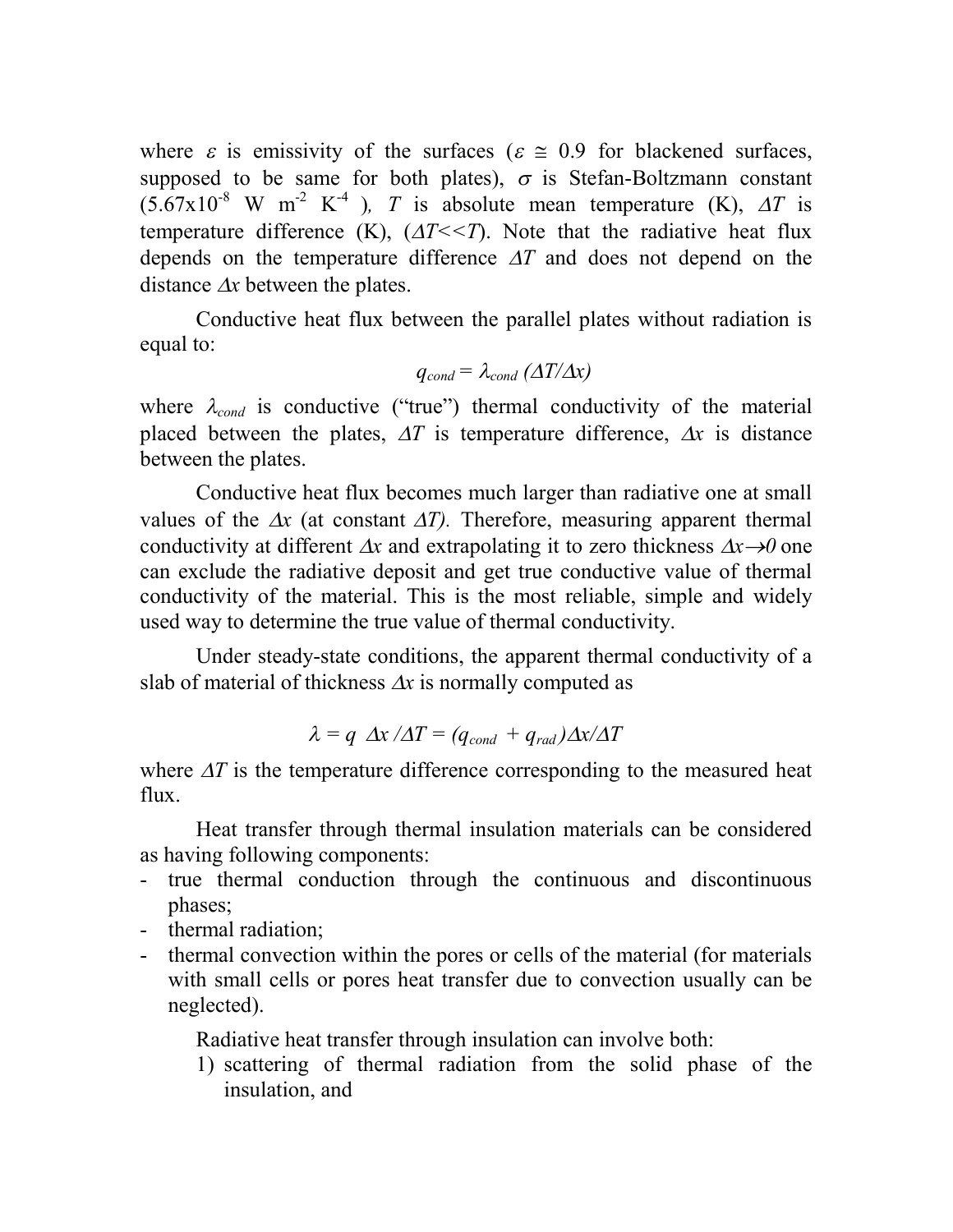where $\varepsilon$ is emissivity of the surfaces ($\varepsilon \cong 0.9$ for blackened surfaces, supposed to be same for both plates), $\sigma$ is Stefan-Boltzmann constant ($5.67 \times 10^{-8}$ W m$^{-2}$ K$^{-4}$ ), $T$ is absolute mean temperature (K), $\Delta T$ is temperature difference (K), ($\Delta T << T$). Note that the radiative heat flux depends on the temperature difference $\Delta T$ and does not depend on the distance $\Delta x$ between the plates.

Conductive heat flux between the parallel plates without radiation is equal to:

$$q_{cond} = \lambda_{cond} (\Delta T/\Delta x)$$

where $\lambda_{cond}$ is conductive ("true") thermal conductivity of the material placed between the plates, $\Delta T$ is temperature difference, $\Delta x$ is distance between the plates.

Conductive heat flux becomes much larger than radiative one at small values of the $\Delta x$ (at constant $\Delta T$). Therefore, measuring apparent thermal conductivity at different $\Delta x$ and extrapolating it to zero thickness $\Delta x \rightarrow 0$ one can exclude the radiative deposit and get true conductive value of thermal conductivity of the material. This is the most reliable, simple and widely used way to determine the true value of thermal conductivity.

Under steady-state conditions, the apparent thermal conductivity of a slab of material of thickness $\Delta x$ is normally computed as

$$\lambda = q \ \Delta x / \Delta T = (q_{cond} + q_{rad}) \Delta x / \Delta T$$

where $\Delta T$ is the temperature difference corresponding to the measured heat flux.

Heat transfer through thermal insulation materials can be considered as having following components:

- true thermal conduction through the continuous and discontinuous phases;
- thermal radiation;
- thermal convection within the pores or cells of the material (for materials with small cells or pores heat transfer due to convection usually can be neglected).

Radiative heat transfer through insulation can involve both:

1) scattering of thermal radiation from the solid phase of the insulation, and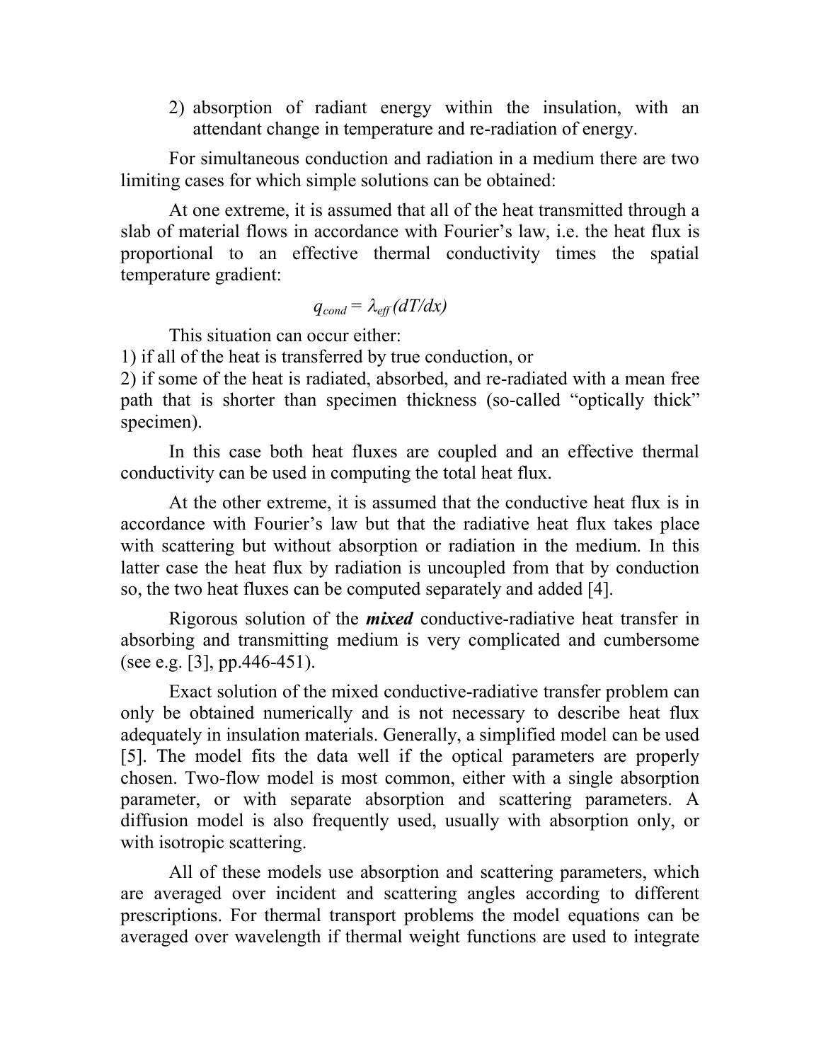2) absorption of radiant energy within the insulation, with an attendant change in temperature and re-radiation of energy.

For simultaneous conduction and radiation in a medium there are two limiting cases for which simple solutions can be obtained:

At one extreme, it is assumed that all of the heat transmitted through a slab of material flows in accordance with Fourier's law, i.e. the heat flux is proportional to an effective thermal conductivity times the spatial temperature gradient:

$$q_{cond} = \lambda_{eff}(dT/dx)$$

This situation can occur either:

1) if all of the heat is transferred by true conduction, or

2) if some of the heat is radiated, absorbed, and re-radiated with a mean free path that is shorter than specimen thickness (so-called "optically thick" specimen).

In this case both heat fluxes are coupled and an effective thermal conductivity can be used in computing the total heat flux.

At the other extreme, it is assumed that the conductive heat flux is in accordance with Fourier's law but that the radiative heat flux takes place with scattering but without absorption or radiation in the medium. In this latter case the heat flux by radiation is uncoupled from that by conduction so, the two heat fluxes can be computed separately and added [4].

Rigorous solution of the ***mixed*** conductive-radiative heat transfer in absorbing and transmitting medium is very complicated and cumbersome (see e.g. [3], pp.446-451).

Exact solution of the mixed conductive-radiative transfer problem can only be obtained numerically and is not necessary to describe heat flux adequately in insulation materials. Generally, a simplified model can be used [5]. The model fits the data well if the optical parameters are properly chosen. Two-flow model is most common, either with a single absorption parameter, or with separate absorption and scattering parameters. A diffusion model is also frequently used, usually with absorption only, or with isotropic scattering.

All of these models use absorption and scattering parameters, which are averaged over incident and scattering angles according to different prescriptions. For thermal transport problems the model equations can be averaged over wavelength if thermal weight functions are used to integrate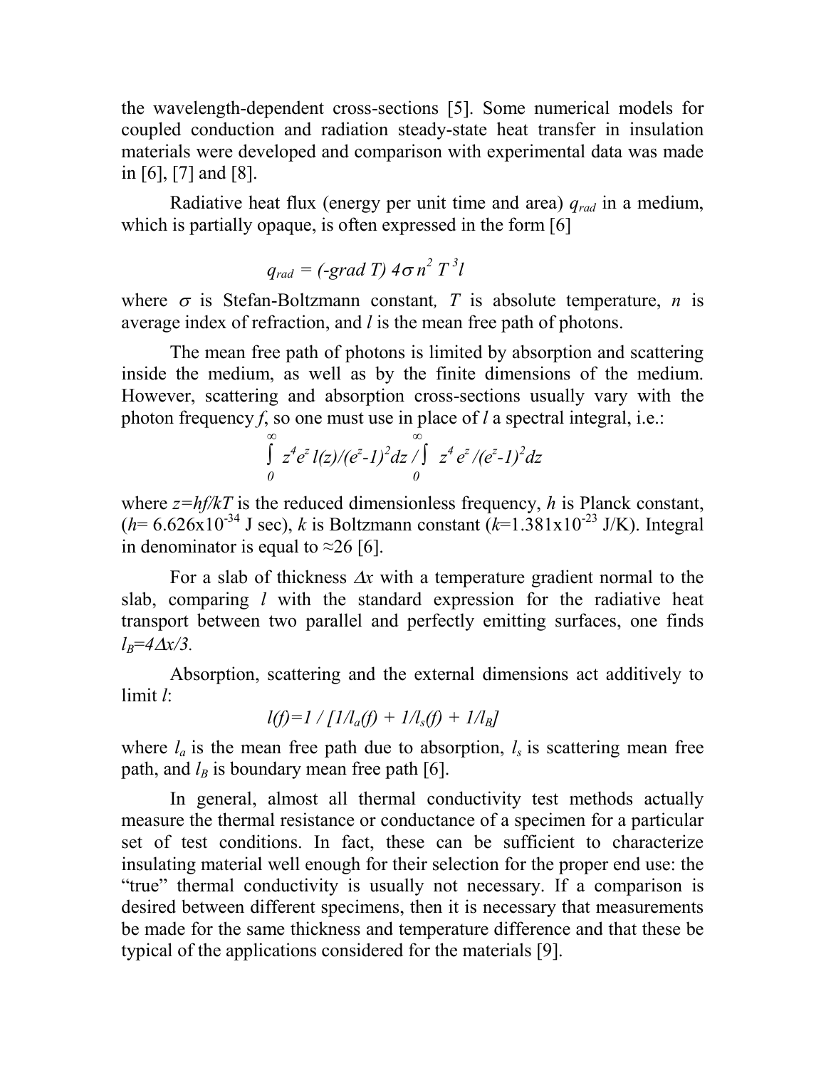the wavelength-dependent cross-sections [5]. Some numerical models for coupled conduction and radiation steady-state heat transfer in insulation materials were developed and comparison with experimental data was made in [6], [7] and [8].

Radiative heat flux (energy per unit time and area) $q_{rad}$ in a medium, which is partially opaque, is often expressed in the form [6]

$$q_{rad} = (-grad\ T)\ 4\sigma n^2 T^3 l$$

where $\sigma$ is Stefan-Boltzmann constant, $T$ is absolute temperature, $n$ is average index of refraction, and $l$ is the mean free path of photons.

The mean free path of photons is limited by absorption and scattering inside the medium, as well as by the finite dimensions of the medium. However, scattering and absorption cross-sections usually vary with the photon frequency $f$, so one must use in place of $l$ a spectral integral, i.e.:

$$\int_0^\infty z^4 e^z\, l(z)/(e^z-1)^2 dz \Big/ \int_0^\infty z^4 e^z/(e^z-1)^2 dz$$

where $z=hf/kT$ is the reduced dimensionless frequency, $h$ is Planck constant, ($h= 6.626\text{x}10^{-34}$ J sec), $k$ is Boltzmann constant ($k=1.381\text{x}10^{-23}$ J/K). Integral in denominator is equal to ≈26 [6].

For a slab of thickness $\Delta x$ with a temperature gradient normal to the slab, comparing $l$ with the standard expression for the radiative heat transport between two parallel and perfectly emitting surfaces, one finds $l_B=4\Delta x/3$.

Absorption, scattering and the external dimensions act additively to limit $l$:

$$l(f)=1 \,/\, [1/l_a(f) + 1/l_s(f) + 1/l_B]$$

where $l_a$ is the mean free path due to absorption, $l_s$ is scattering mean free path, and $l_B$ is boundary mean free path [6].

In general, almost all thermal conductivity test methods actually measure the thermal resistance or conductance of a specimen for a particular set of test conditions. In fact, these can be sufficient to characterize insulating material well enough for their selection for the proper end use: the "true" thermal conductivity is usually not necessary. If a comparison is desired between different specimens, then it is necessary that measurements be made for the same thickness and temperature difference and that these be typical of the applications considered for the materials [9].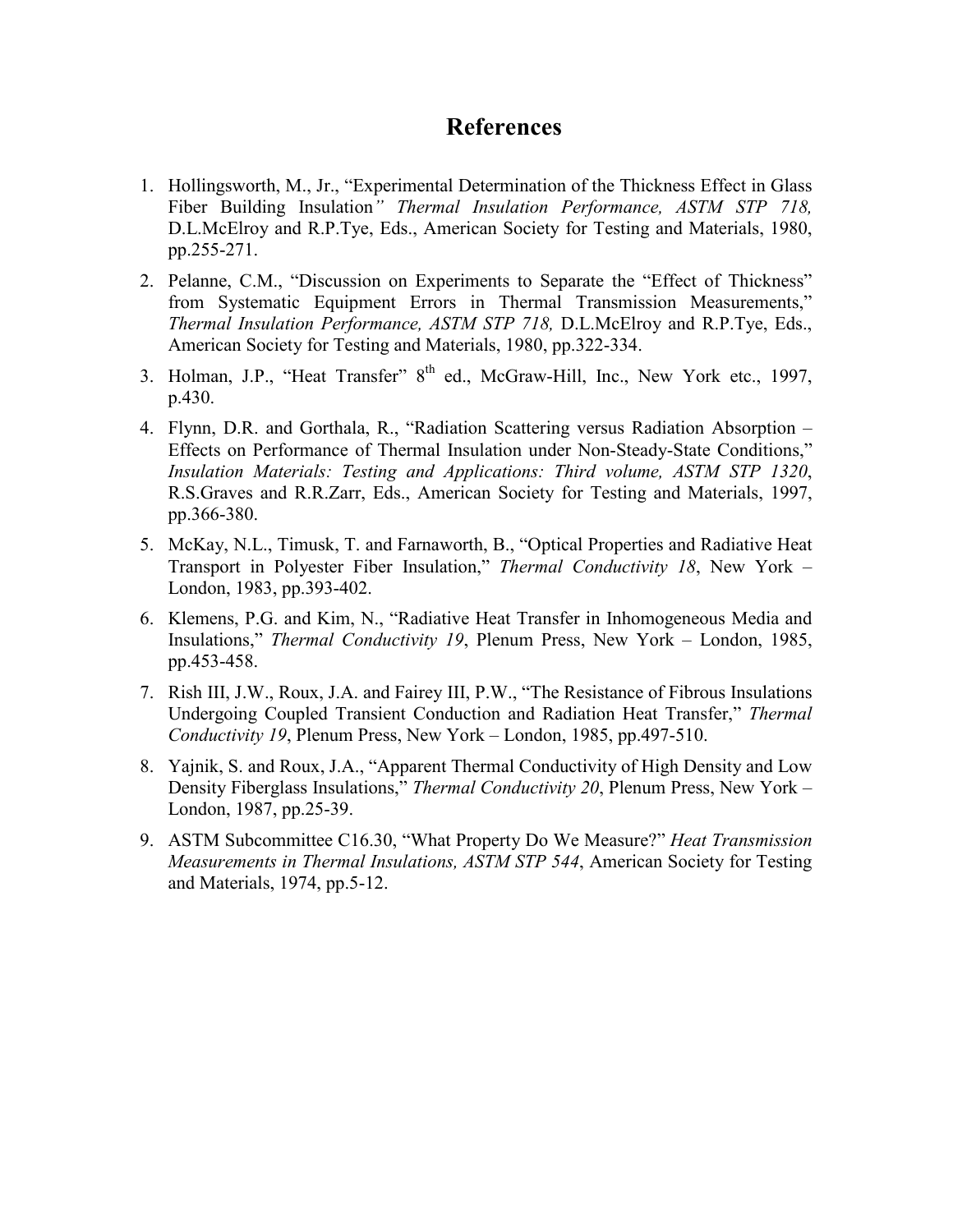# References

1. Hollingsworth, M., Jr., "Experimental Determination of the Thickness Effect in Glass Fiber Building Insulation*" Thermal Insulation Performance, ASTM STP 718,* D.L.McElroy and R.P.Tye, Eds., American Society for Testing and Materials, 1980, pp.255-271.
2. Pelanne, C.M., "Discussion on Experiments to Separate the "Effect of Thickness" from Systematic Equipment Errors in Thermal Transmission Measurements," *Thermal Insulation Performance, ASTM STP 718,* D.L.McElroy and R.P.Tye, Eds., American Society for Testing and Materials, 1980, pp.322-334.
3. Holman, J.P., "Heat Transfer" 8th ed., McGraw-Hill, Inc., New York etc., 1997, p.430.
4. Flynn, D.R. and Gorthala, R., "Radiation Scattering versus Radiation Absorption – Effects on Performance of Thermal Insulation under Non-Steady-State Conditions," *Insulation Materials: Testing and Applications: Third volume, ASTM STP 1320*, R.S.Graves and R.R.Zarr, Eds., American Society for Testing and Materials, 1997, pp.366-380.
5. McKay, N.L., Timusk, T. and Farnaworth, B., "Optical Properties and Radiative Heat Transport in Polyester Fiber Insulation," *Thermal Conductivity 18*, New York – London, 1983, pp.393-402.
6. Klemens, P.G. and Kim, N., "Radiative Heat Transfer in Inhomogeneous Media and Insulations," *Thermal Conductivity 19*, Plenum Press, New York – London, 1985, pp.453-458.
7. Rish III, J.W., Roux, J.A. and Fairey III, P.W., "The Resistance of Fibrous Insulations Undergoing Coupled Transient Conduction and Radiation Heat Transfer," *Thermal Conductivity 19*, Plenum Press, New York – London, 1985, pp.497-510.
8. Yajnik, S. and Roux, J.A., "Apparent Thermal Conductivity of High Density and Low Density Fiberglass Insulations," *Thermal Conductivity 20*, Plenum Press, New York – London, 1987, pp.25-39.
9. ASTM Subcommittee C16.30, "What Property Do We Measure?" *Heat Transmission Measurements in Thermal Insulations, ASTM STP 544*, American Society for Testing and Materials, 1974, pp.5-12.